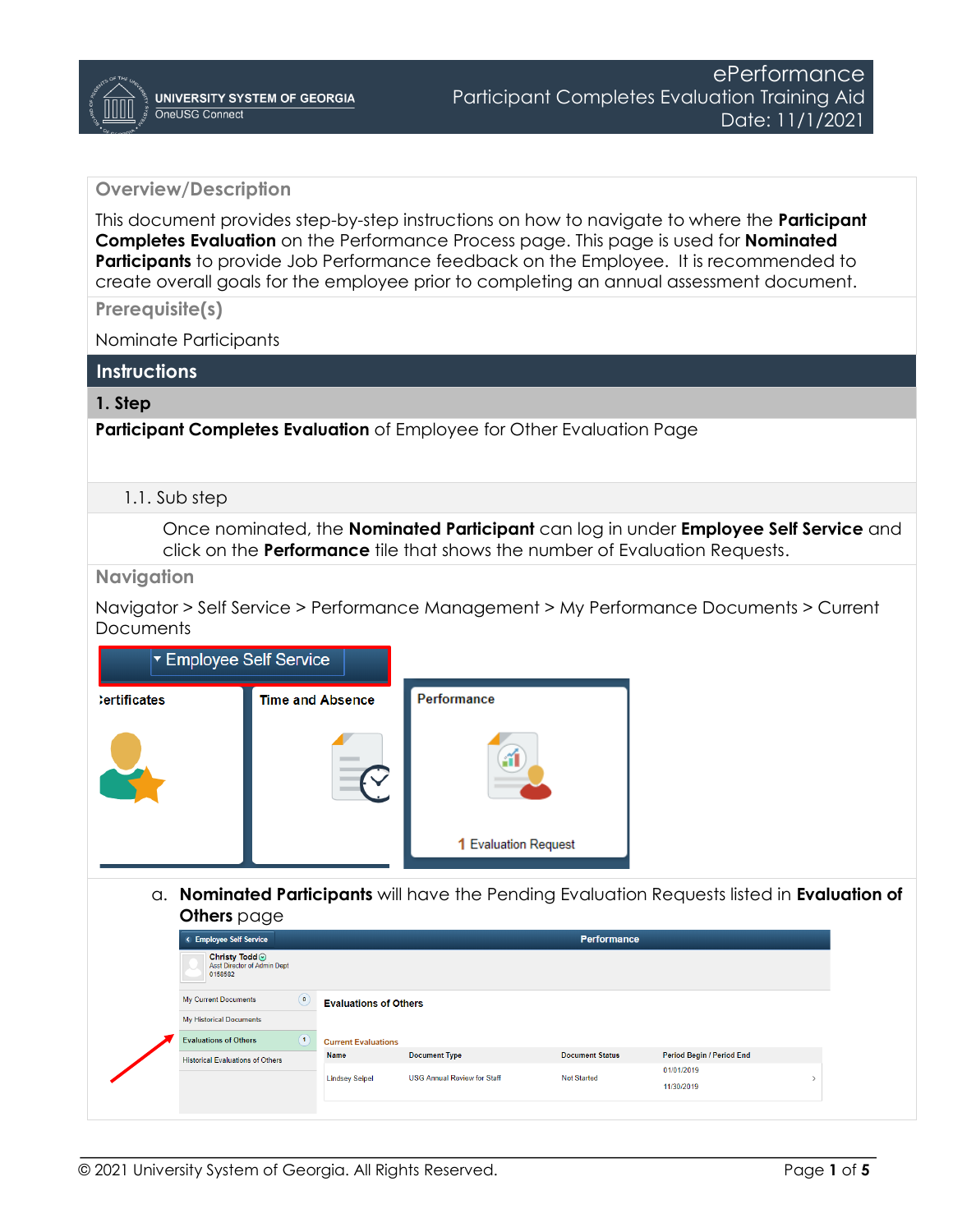# ePerformance
## Participant Completes Evaluation Training Aid
Date: 11/1/2021

## Overview/Description

This document provides step-by-step instructions on how to navigate to where the **Participant Completes Evaluation** on the Performance Process page. This page is used for **Nominated Participants** to provide Job Performance feedback on the Employee. It is recommended to create overall goals for the employee prior to completing an annual assessment document.

## Prerequisite(s)

Nominate Participants

## Instructions

### 1. Step

**Participant Completes Evaluation** of Employee for Other Evaluation Page

#### 1.1. Sub step

Once nominated, the **Nominated Participant** can log in under **Employee Self Service** and click on the **Performance** tile that shows the number of Evaluation Requests.

## Navigation

Navigator > Self Service > Performance Management > My Performance Documents > Current Documents

a. **Nominated Participants** will have the Pending Evaluation Requests listed in **Evaluation of Others** page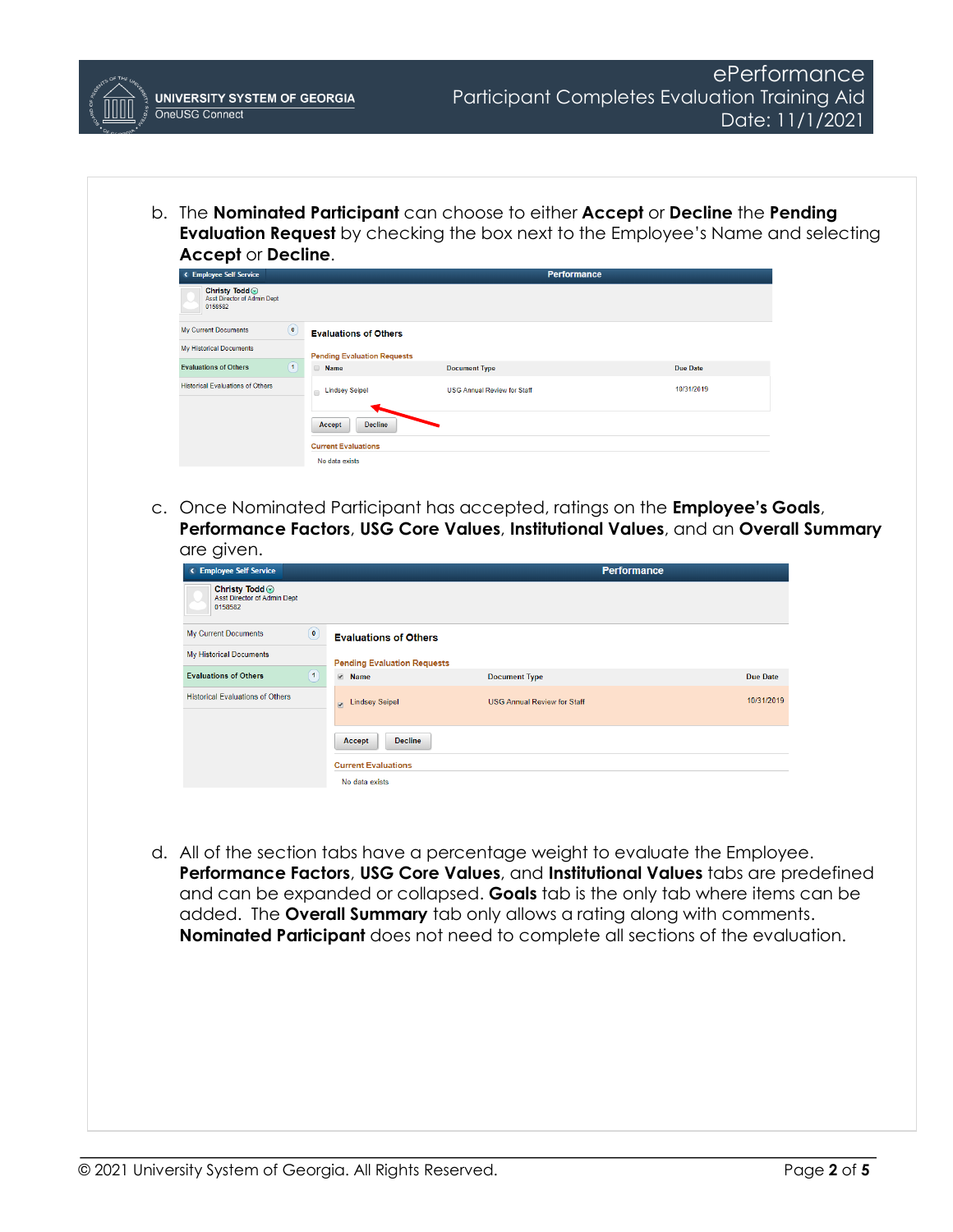b. The **Nominated Participant** can choose to either **Accept** or **Decline** the **Pending Evaluation Request** by checking the box next to the Employee's Name and selecting **Accept** or **Decline**.

c. Once Nominated Participant has accepted, ratings on the **Employee's Goals**, **Performance Factors**, **USG Core Values**, **Institutional Values**, and an **Overall Summary** are given.

d. All of the section tabs have a percentage weight to evaluate the Employee. **Performance Factors**, **USG Core Values**, and **Institutional Values** tabs are predefined and can be expanded or collapsed. **Goals** tab is the only tab where items can be added. The **Overall Summary** tab only allows a rating along with comments. **Nominated Participant** does not need to complete all sections of the evaluation.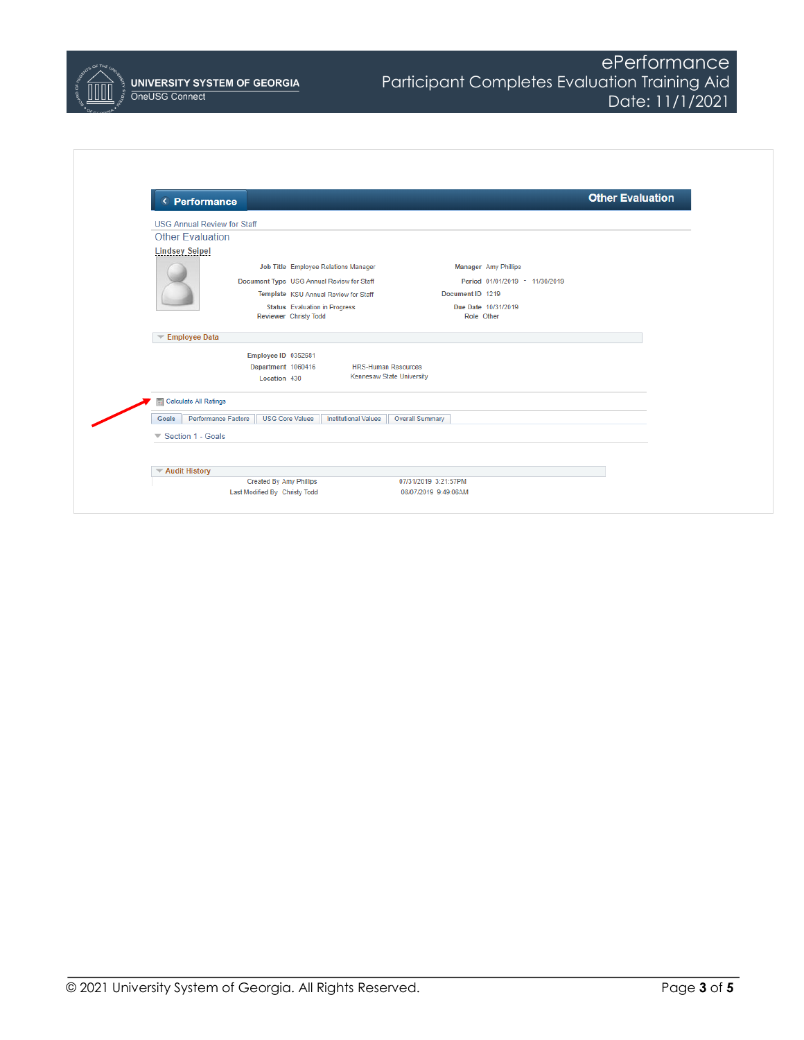Performance | Other Evaluation

USG Annual Review for Staff

Other Evaluation

Lindsey Seipel

| | | | |
|---|---|---|---|
| Job Title | Employee Relations Manager | Manager | Amy Phillips |
| Document Type | USG Annual Review for Staff | Period | 01/01/2019 - 11/30/2019 |
| Template | KSU Annual Review for Staff | Document ID | 1219 |
| Status | Evaluation in Progress | Due Date | 10/31/2019 |
| Reviewer | Christy Todd | Role | Other |

Employee Data

| | | |
|---|---|---|
| Employee ID | 0352681 | |
| Department | 1060416 | HRS-Human Resources |
| Location | 430 | Kennesaw State University |

Calculate All Ratings

Goals | Performance Factors | USG Core Values | Institutional Values | Overall Summary

Section 1 - Goals

Audit History

| | | |
|---|---|---|
| Created By | Amy Phillips | 07/31/2019 3:21:57PM |
| Last Modified By | Christy Todd | 08/07/2019 9:49:06AM |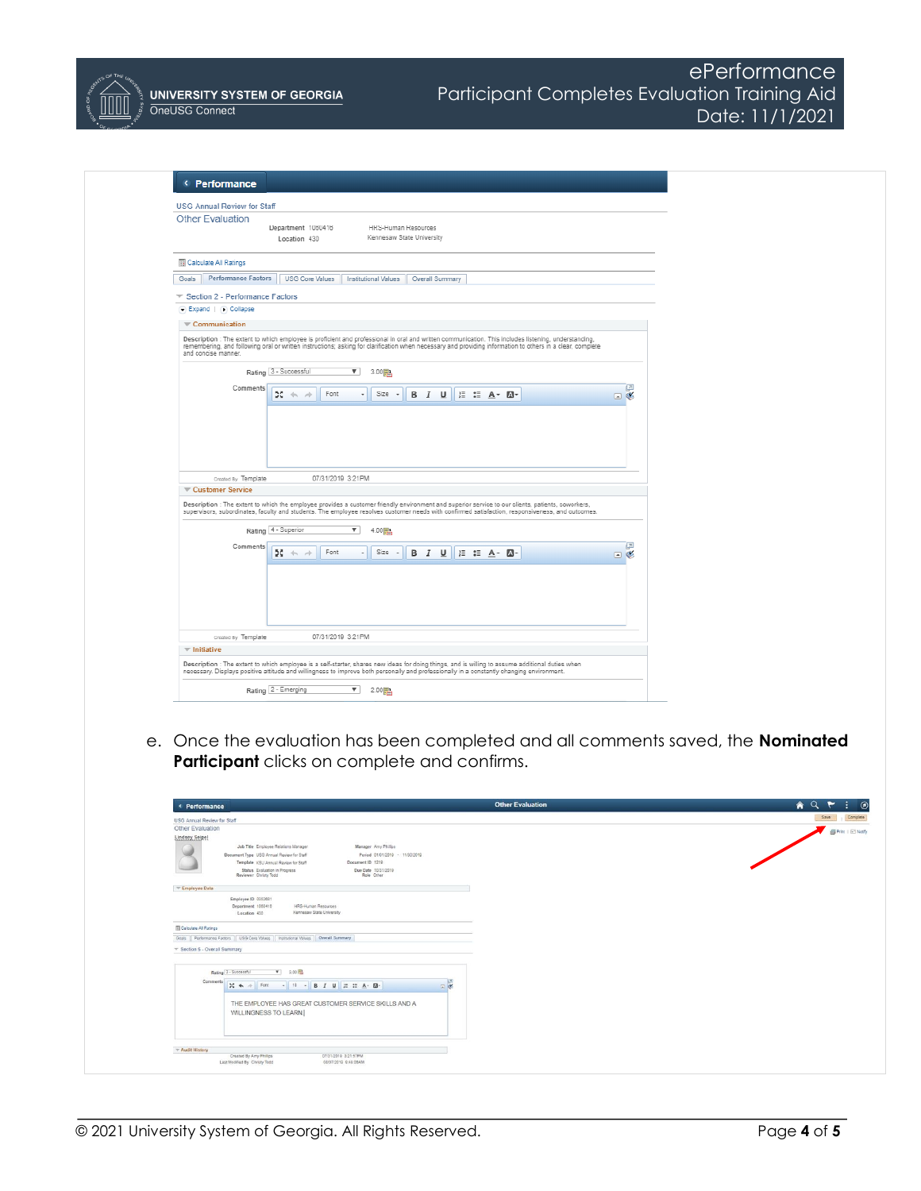e. Once the evaluation has been completed and all comments saved, the **Nominated Participant** clicks on complete and confirms.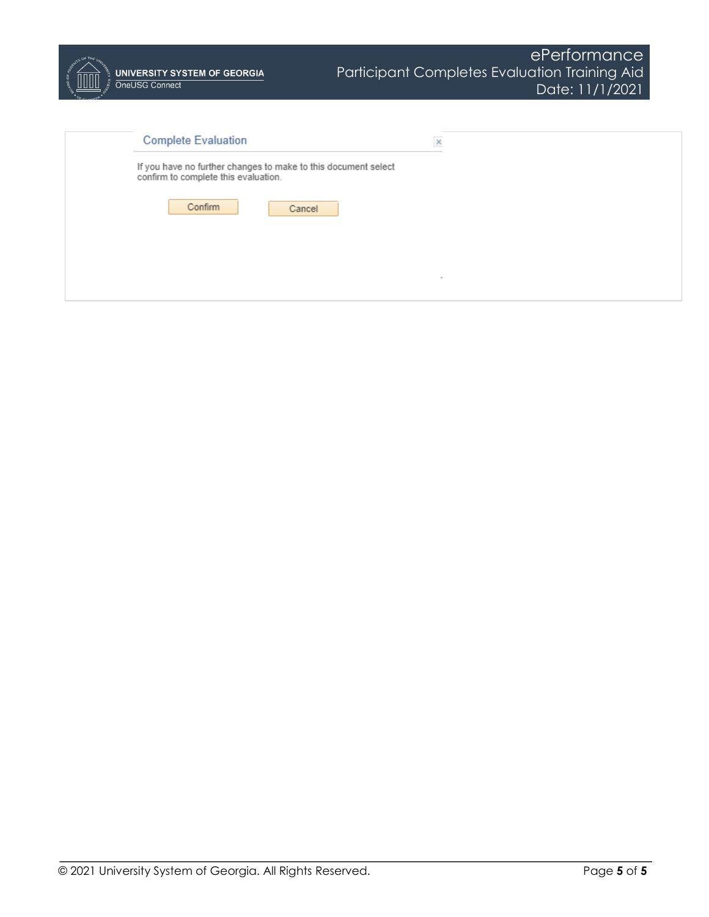Complete Evaluation

If you have no further changes to make to this document select confirm to complete this evaluation.

Confirm Cancel